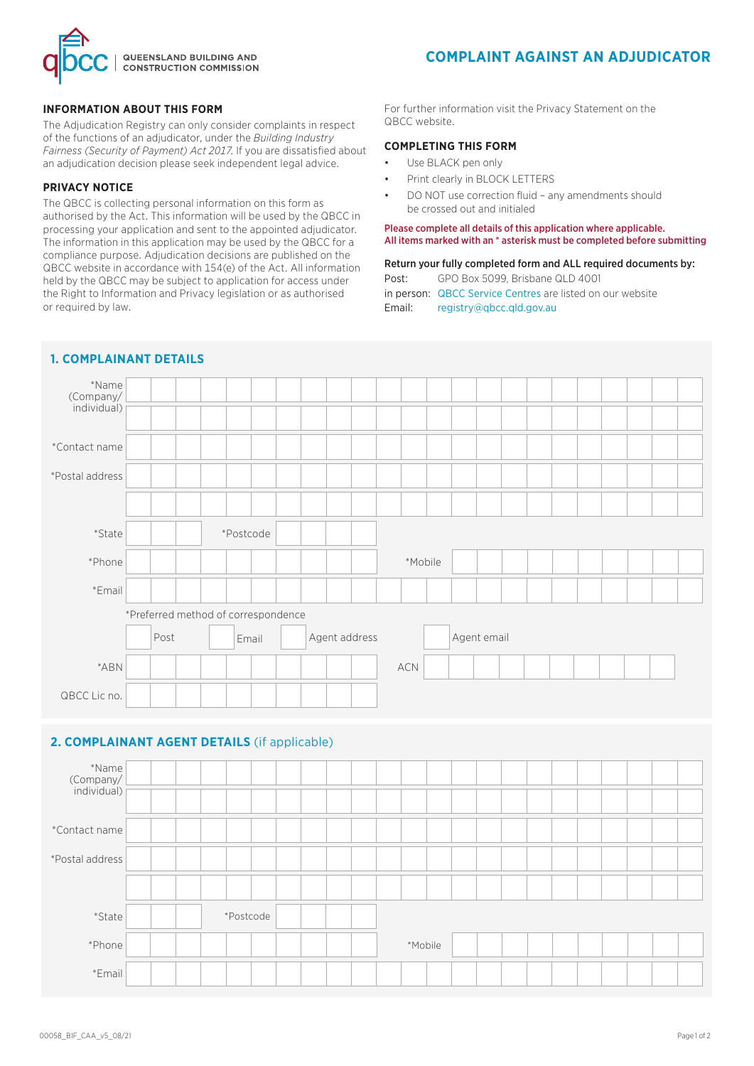QUEENSLAND BUILDING AND CONSTRUCTION COMMISSION

# COMPLAINT AGAINST AN ADJUDICATOR

## INFORMATION ABOUT THIS FORM

The Adjudication Registry can only consider complaints in respect of the functions of an adjudicator, under the *Building Industry Fairness (Security of Payment) Act 2017*. If you are dissatisfied about an adjudication decision please seek independent legal advice.

## PRIVACY NOTICE

The QBCC is collecting personal information on this form as authorised by the Act. This information will be used by the QBCC in processing your application and sent to the appointed adjudicator. The information in this application may be used by the QBCC for a compliance purpose. Adjudication decisions are published on the QBCC website in accordance with 154(e) of the Act. All information held by the QBCC may be subject to application for access under the Right to Information and Privacy legislation or as authorised or required by law.

For further information visit the Privacy Statement on the QBCC website.

## COMPLETING THIS FORM

- Use BLACK pen only
- Print clearly in BLOCK LETTERS
- DO NOT use correction fluid – any amendments should be crossed out and initialed

**Please complete all details of this application where applicable.**
**All items marked with an * asterisk must be completed before submitting**

**Return your fully completed form and ALL required documents by:**

Post: GPO Box 5099, Brisbane QLD 4001
in person: QBCC Service Centres are listed on our website
Email: registry@qbcc.qld.gov.au

## 1. COMPLAINANT DETAILS

*Name (Company/ individual)

*Contact name

*Postal address

*State *Postcode

*Phone *Mobile

*Email

*Preferred method of correspondence

☐ Post ☐ Email ☐ Agent address ☐ Agent email

*ABN ACN

QBCC Lic no.

## 2. COMPLAINANT AGENT DETAILS (if applicable)

*Name (Company/ individual)

*Contact name

*Postal address

*State *Postcode

*Phone *Mobile

*Email

00058_BIF_CAA_v5_08/21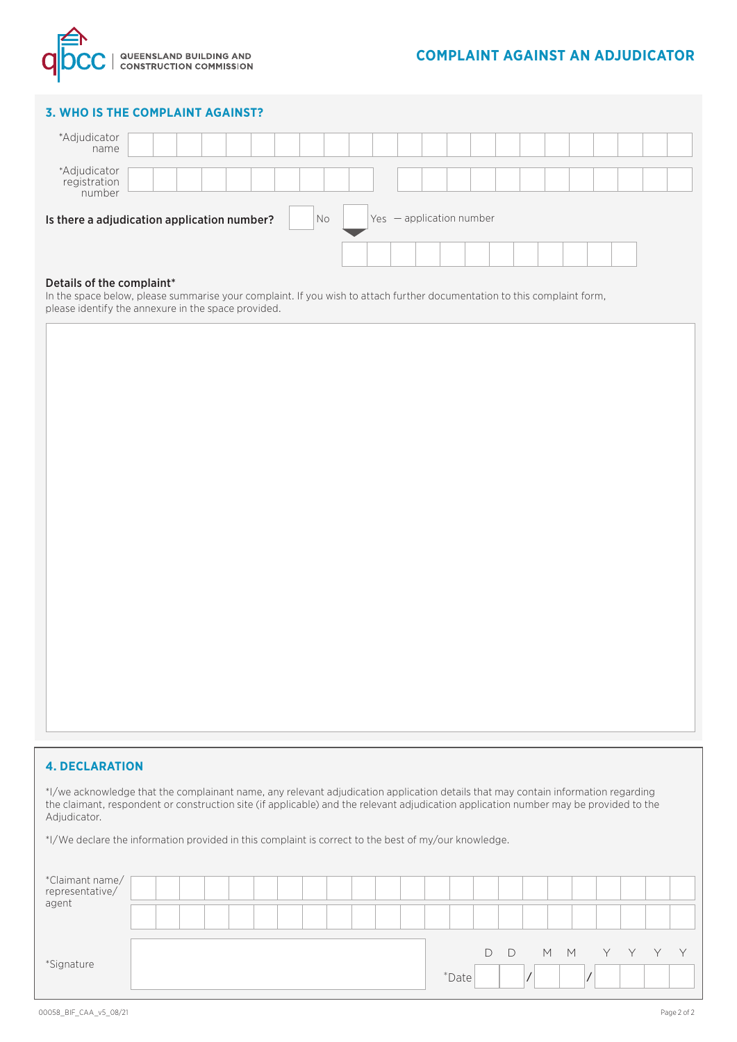# COMPLAINT AGAINST AN ADJUDICATOR

## 3. WHO IS THE COMPLAINT AGAINST?

*Adjudicator name

*Adjudicator registration number

**Is there a adjudication application number?** ☐ No ☐ Yes — application number

**Details of the complaint***

In the space below, please summarise your complaint. If you wish to attach further documentation to this complaint form, please identify the annexure in the space provided.

## 4. DECLARATION

*I/we acknowledge that the complainant name, any relevant adjudication application details that may contain information regarding the claimant, respondent or construction site (if applicable) and the relevant adjudication application number may be provided to the Adjudicator.

*I/We declare the information provided in this complaint is correct to the best of my/our knowledge.

*Claimant name/ representative/ agent

*Signature

*Date D D / M M / Y Y Y Y

00058_BIF_CAA_v5_08/21